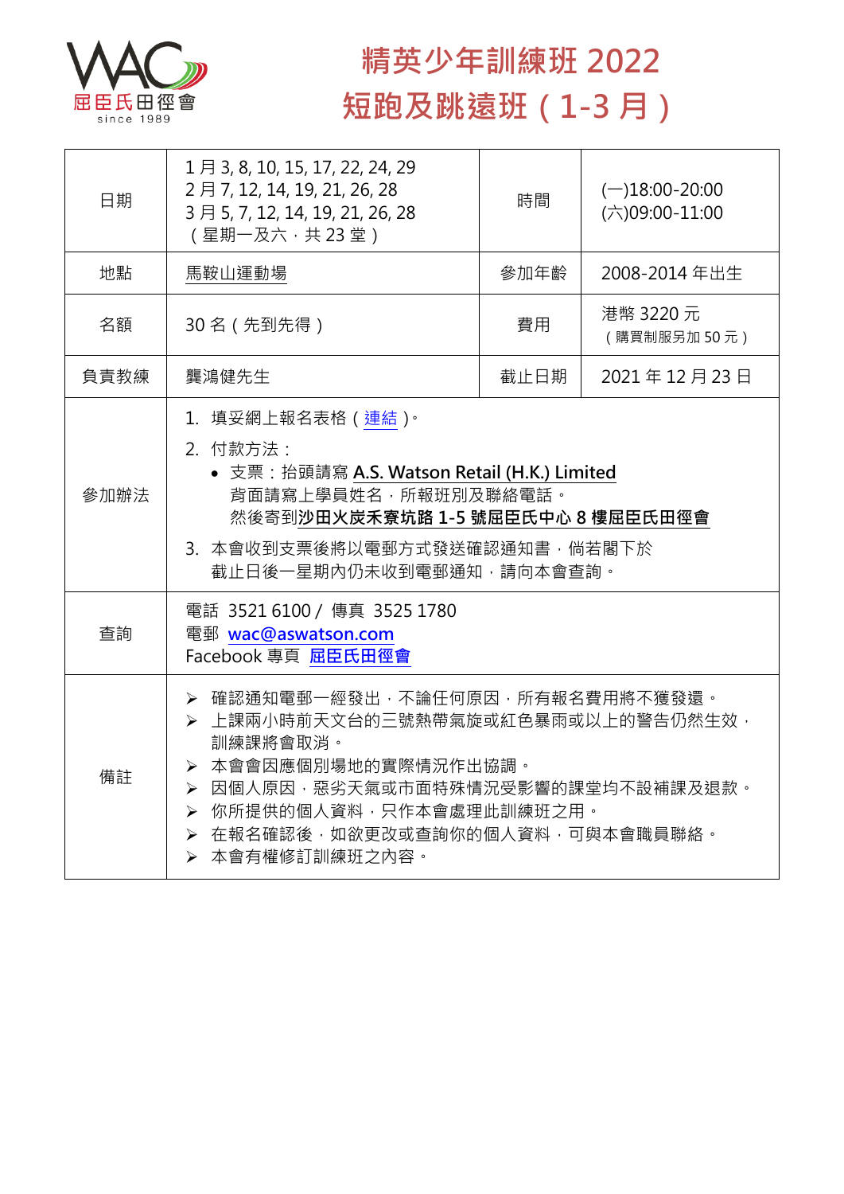屈臣氏田徑會
since 1989

# 精英少年訓練班 2022
# 短跑及跳遠班（1-3 月）

| 日期 | 1 月 3, 8, 10, 15, 17, 22, 24, 29<br>2 月 7, 12, 14, 19, 21, 26, 28<br>3 月 5, 7, 12, 14, 19, 21, 26, 28<br>（星期一及六，共 23 堂） | 時間 | (一)18:00-20:00<br>(六)09:00-11:00 |
|---|---|---|---|
| 地點 | 馬鞍山運動場 | 參加年齡 | 2008-2014 年出生 |
| 名額 | 30 名（先到先得） | 費用 | 港幣 3220 元<br>（購買制服另加 50 元） |
| 負責教練 | 龔鴻健先生 | 截止日期 | 2021 年 12 月 23 日 |
| 參加辦法 | 1. 填妥網上報名表格（連結）。<br>2. 付款方法：<br>• 支票：抬頭請寫 **A.S. Watson Retail (H.K.) Limited**<br>背面請寫上學員姓名，所報班別及聯絡電話。<br>然後寄到**沙田火炭禾寮坑路 1-5 號屈臣氏中心 8 樓屈臣氏田徑會**<br>3. 本會收到支票後將以電郵方式發送確認通知書，倘若閣下於截止日後一星期內仍未收到電郵通知，請向本會查詢。 | | |
| 查詢 | 電話 3521 6100 / 傳真 3525 1780<br>電郵 wac@aswatson.com<br>Facebook 專頁 屈臣氏田徑會 | | |
| 備註 | ➢ 確認通知電郵一經發出，不論任何原因，所有報名費用將不獲發還。<br>➢ 上課兩小時前天文台的三號熱帶氣旋或紅色暴雨或以上的警告仍然生效，訓練課將會取消。<br>➢ 本會會因應個別場地的實際情況作出協調。<br>➢ 因個人原因，惡劣天氣或市面特殊情況受影響的課堂均不設補課及退款。<br>➢ 你所提供的個人資料，只作本會處理此訓練班之用。<br>➢ 在報名確認後，如欲更改或查詢你的個人資料，可與本會職員聯絡。<br>➢ 本會有權修訂訓練班之內容。 | | |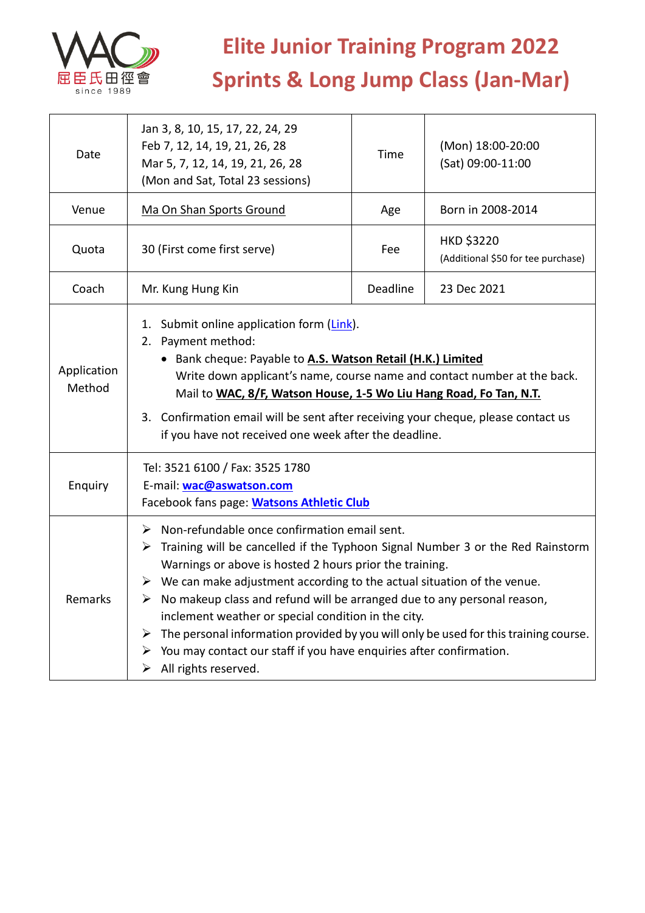WAC 屈臣氏田徑會 since 1989

# Elite Junior Training Program 2022
# Sprints & Long Jump Class (Jan-Mar)

| | | | |
|---|---|---|---|
| Date | Jan 3, 8, 10, 15, 17, 22, 24, 29<br>Feb 7, 12, 14, 19, 21, 26, 28<br>Mar 5, 7, 12, 14, 19, 21, 26, 28<br>(Mon and Sat, Total 23 sessions) | Time | (Mon) 18:00-20:00<br>(Sat) 09:00-11:00 |
| Venue | Ma On Shan Sports Ground | Age | Born in 2008-2014 |
| Quota | 30 (First come first serve) | Fee | HKD $3220<br>(Additional $50 for tee purchase) |
| Coach | Mr. Kung Hung Kin | Deadline | 23 Dec 2021 |
| Application Method | 1. Submit online application form (Link).<br>2. Payment method:<br>• Bank cheque: Payable to **A.S. Watson Retail (H.K.) Limited**<br>Write down applicant's name, course name and contact number at the back.<br>Mail to **WAC, 8/F, Watson House, 1-5 Wo Liu Hang Road, Fo Tan, N.T.**<br>3. Confirmation email will be sent after receiving your cheque, please contact us if you have not received one week after the deadline. | | |
| Enquiry | Tel: 3521 6100 / Fax: 3525 1780<br>E-mail: **wac@aswatson.com**<br>Facebook fans page: **Watsons Athletic Club** | | |
| Remarks | ➢ Non-refundable once confirmation email sent.<br>➢ Training will be cancelled if the Typhoon Signal Number 3 or the Red Rainstorm Warnings or above is hosted 2 hours prior the training.<br>➢ We can make adjustment according to the actual situation of the venue.<br>➢ No makeup class and refund will be arranged due to any personal reason, inclement weather or special condition in the city.<br>➢ The personal information provided by you will only be used for this training course.<br>➢ You may contact our staff if you have enquiries after confirmation.<br>➢ All rights reserved. | | |